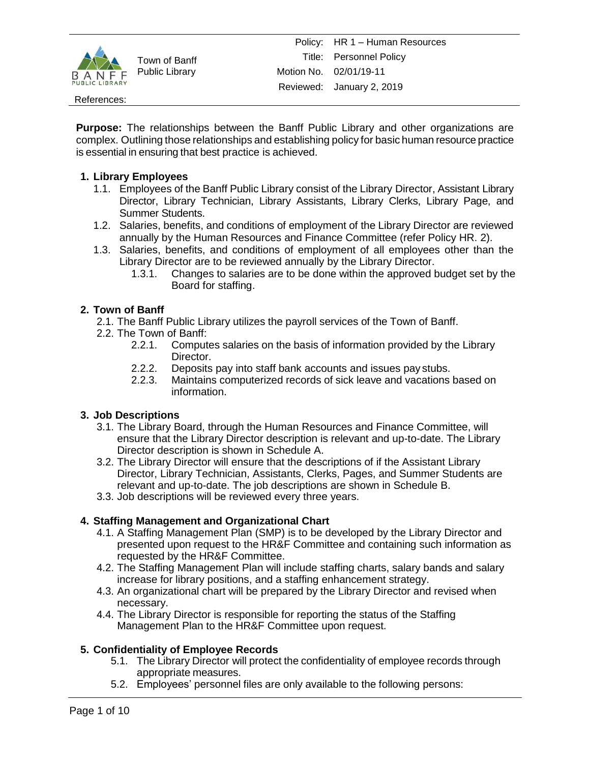Town of Banff Public Library

| | |
|---|---|
| Policy: | HR 1 – Human Resources |
| Title: | Personnel Policy |
| Motion No. | 02/01/19-11 |
| Reviewed: | January 2, 2019 |

References:

**Purpose:** The relationships between the Banff Public Library and other organizations are complex. Outlining those relationships and establishing policy for basic human resource practice is essential in ensuring that best practice is achieved.

**1. Library Employees**

1.1. Employees of the Banff Public Library consist of the Library Director, Assistant Library Director, Library Technician, Library Assistants, Library Clerks, Library Page, and Summer Students.

1.2. Salaries, benefits, and conditions of employment of the Library Director are reviewed annually by the Human Resources and Finance Committee (refer Policy HR. 2).

1.3. Salaries, benefits, and conditions of employment of all employees other than the Library Director are to be reviewed annually by the Library Director.

1.3.1. Changes to salaries are to be done within the approved budget set by the Board for staffing.

**2. Town of Banff**

2.1. The Banff Public Library utilizes the payroll services of the Town of Banff.

2.2. The Town of Banff:

2.2.1. Computes salaries on the basis of information provided by the Library Director.

2.2.2. Deposits pay into staff bank accounts and issues pay stubs.

2.2.3. Maintains computerized records of sick leave and vacations based on information.

**3. Job Descriptions**

3.1. The Library Board, through the Human Resources and Finance Committee, will ensure that the Library Director description is relevant and up-to-date. The Library Director description is shown in Schedule A.

3.2. The Library Director will ensure that the descriptions of if the Assistant Library Director, Library Technician, Assistants, Clerks, Pages, and Summer Students are relevant and up-to-date. The job descriptions are shown in Schedule B.

3.3. Job descriptions will be reviewed every three years.

**4. Staffing Management and Organizational Chart**

4.1. A Staffing Management Plan (SMP) is to be developed by the Library Director and presented upon request to the HR&F Committee and containing such information as requested by the HR&F Committee.

4.2. The Staffing Management Plan will include staffing charts, salary bands and salary increase for library positions, and a staffing enhancement strategy.

4.3. An organizational chart will be prepared by the Library Director and revised when necessary.

4.4. The Library Director is responsible for reporting the status of the Staffing Management Plan to the HR&F Committee upon request.

**5. Confidentiality of Employee Records**

5.1. The Library Director will protect the confidentiality of employee records through appropriate measures.

5.2. Employees' personnel files are only available to the following persons: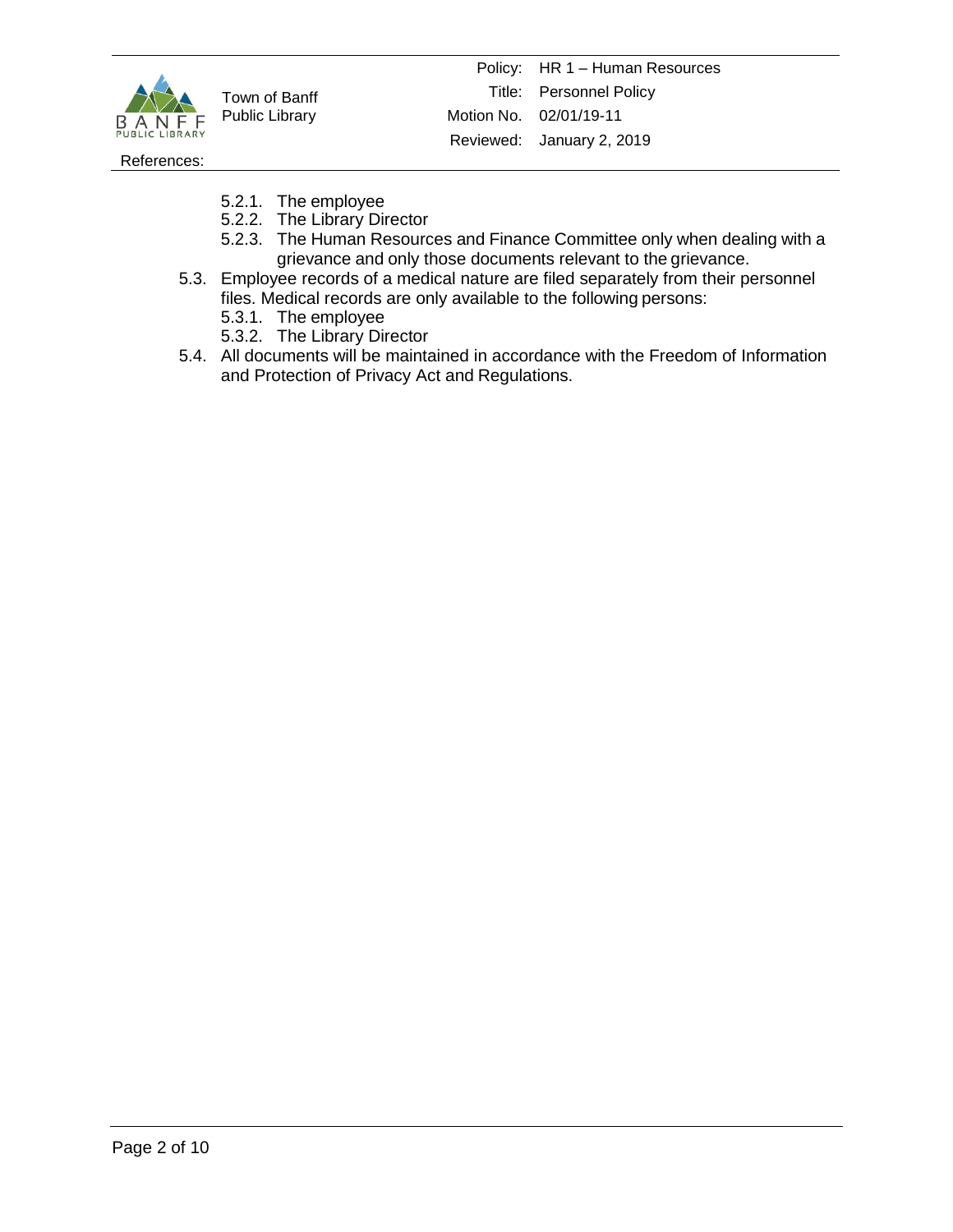- 5.2.1. The employee
   - 5.2.2. The Library Director
   - 5.2.3. The Human Resources and Finance Committee only when dealing with a grievance and only those documents relevant to the grievance.
- 5.3. Employee records of a medical nature are filed separately from their personnel files. Medical records are only available to the following persons:
   - 5.3.1. The employee
   - 5.3.2. The Library Director
- 5.4. All documents will be maintained in accordance with the Freedom of Information and Protection of Privacy Act and Regulations.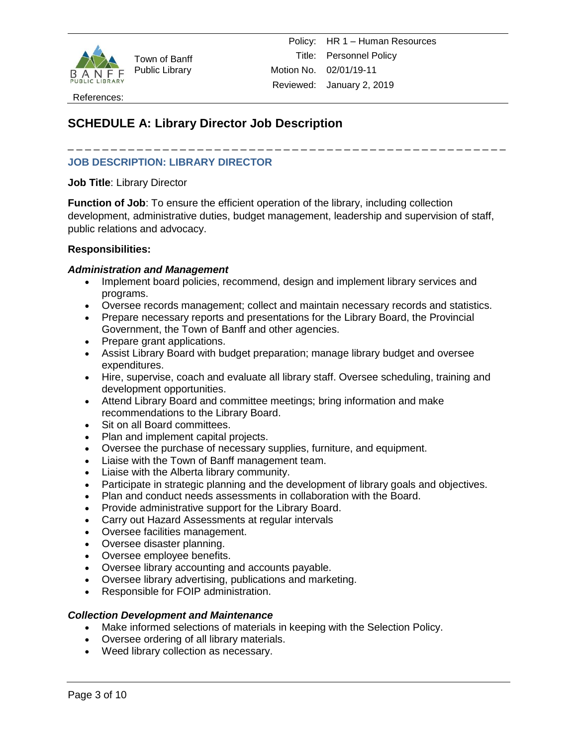## SCHEDULE A: Library Director Job Description

---

### JOB DESCRIPTION: LIBRARY DIRECTOR

**Job Title**: Library Director

**Function of Job**: To ensure the efficient operation of the library, including collection development, administrative duties, budget management, leadership and supervision of staff, public relations and advocacy.

**Responsibilities:**

***Administration and Management***

- Implement board policies, recommend, design and implement library services and programs.
- Oversee records management; collect and maintain necessary records and statistics.
- Prepare necessary reports and presentations for the Library Board, the Provincial Government, the Town of Banff and other agencies.
- Prepare grant applications.
- Assist Library Board with budget preparation; manage library budget and oversee expenditures.
- Hire, supervise, coach and evaluate all library staff. Oversee scheduling, training and development opportunities.
- Attend Library Board and committee meetings; bring information and make recommendations to the Library Board.
- Sit on all Board committees.
- Plan and implement capital projects.
- Oversee the purchase of necessary supplies, furniture, and equipment.
- Liaise with the Town of Banff management team.
- Liaise with the Alberta library community.
- Participate in strategic planning and the development of library goals and objectives.
- Plan and conduct needs assessments in collaboration with the Board.
- Provide administrative support for the Library Board.
- Carry out Hazard Assessments at regular intervals
- Oversee facilities management.
- Oversee disaster planning.
- Oversee employee benefits.
- Oversee library accounting and accounts payable.
- Oversee library advertising, publications and marketing.
- Responsible for FOIP administration.

***Collection Development and Maintenance***

- Make informed selections of materials in keeping with the Selection Policy.
- Oversee ordering of all library materials.
- Weed library collection as necessary.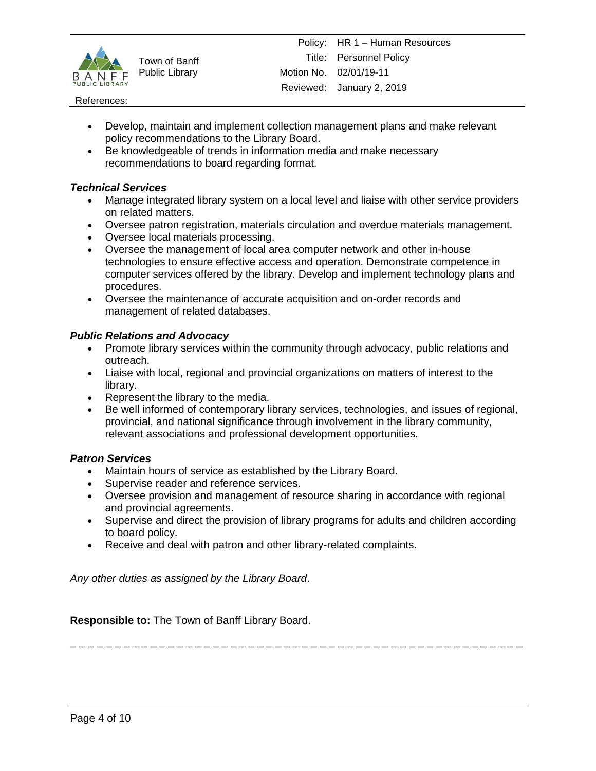- Develop, maintain and implement collection management plans and make relevant policy recommendations to the Library Board.
- Be knowledgeable of trends in information media and make necessary recommendations to board regarding format.

***Technical Services***

- Manage integrated library system on a local level and liaise with other service providers on related matters.
- Oversee patron registration, materials circulation and overdue materials management.
- Oversee local materials processing.
- Oversee the management of local area computer network and other in-house technologies to ensure effective access and operation. Demonstrate competence in computer services offered by the library. Develop and implement technology plans and procedures.
- Oversee the maintenance of accurate acquisition and on-order records and management of related databases.

***Public Relations and Advocacy***

- Promote library services within the community through advocacy, public relations and outreach.
- Liaise with local, regional and provincial organizations on matters of interest to the library.
- Represent the library to the media.
- Be well informed of contemporary library services, technologies, and issues of regional, provincial, and national significance through involvement in the library community, relevant associations and professional development opportunities.

***Patron Services***

- Maintain hours of service as established by the Library Board.
- Supervise reader and reference services.
- Oversee provision and management of resource sharing in accordance with regional and provincial agreements.
- Supervise and direct the provision of library programs for adults and children according to board policy.
- Receive and deal with patron and other library-related complaints.

*Any other duties as assigned by the Library Board*.

**Responsible to:** The Town of Banff Library Board.

_ _ _ _ _ _ _ _ _ _ _ _ _ _ _ _ _ _ _ _ _ _ _ _ _ _ _ _ _ _ _ _ _ _ _ _ _ _ _ _ _ _ _ _ _ _ _ _ _ _ _ _ _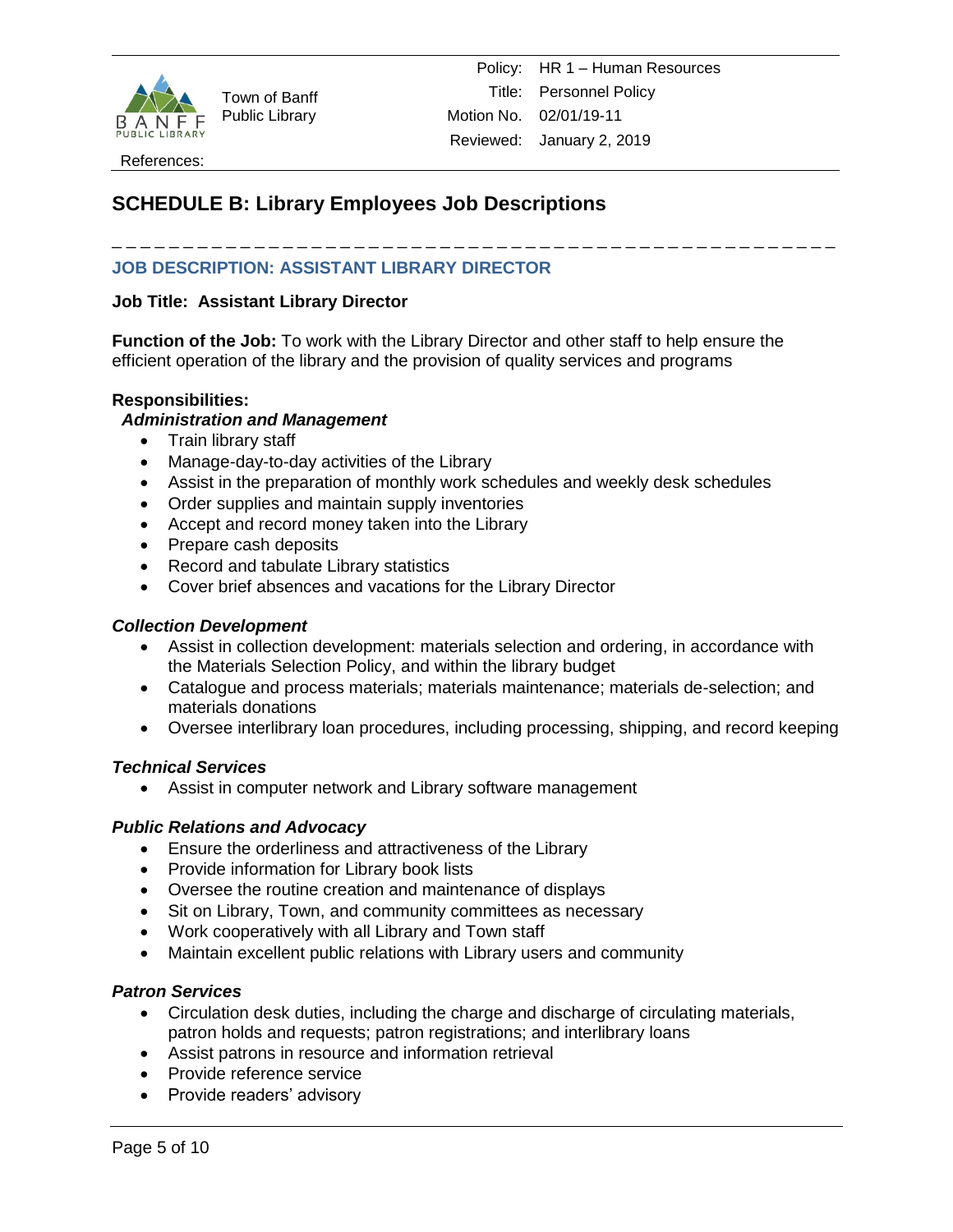## SCHEDULE B: Library Employees Job Descriptions

---

### JOB DESCRIPTION: ASSISTANT LIBRARY DIRECTOR

**Job Title: Assistant Library Director**

**Function of the Job:** To work with the Library Director and other staff to help ensure the efficient operation of the library and the provision of quality services and programs

**Responsibilities:**

***Administration and Management***

- Train library staff
- Manage-day-to-day activities of the Library
- Assist in the preparation of monthly work schedules and weekly desk schedules
- Order supplies and maintain supply inventories
- Accept and record money taken into the Library
- Prepare cash deposits
- Record and tabulate Library statistics
- Cover brief absences and vacations for the Library Director

***Collection Development***

- Assist in collection development: materials selection and ordering, in accordance with the Materials Selection Policy, and within the library budget
- Catalogue and process materials; materials maintenance; materials de-selection; and materials donations
- Oversee interlibrary loan procedures, including processing, shipping, and record keeping

***Technical Services***

- Assist in computer network and Library software management

***Public Relations and Advocacy***

- Ensure the orderliness and attractiveness of the Library
- Provide information for Library book lists
- Oversee the routine creation and maintenance of displays
- Sit on Library, Town, and community committees as necessary
- Work cooperatively with all Library and Town staff
- Maintain excellent public relations with Library users and community

***Patron Services***

- Circulation desk duties, including the charge and discharge of circulating materials, patron holds and requests; patron registrations; and interlibrary loans
- Assist patrons in resource and information retrieval
- Provide reference service
- Provide readers' advisory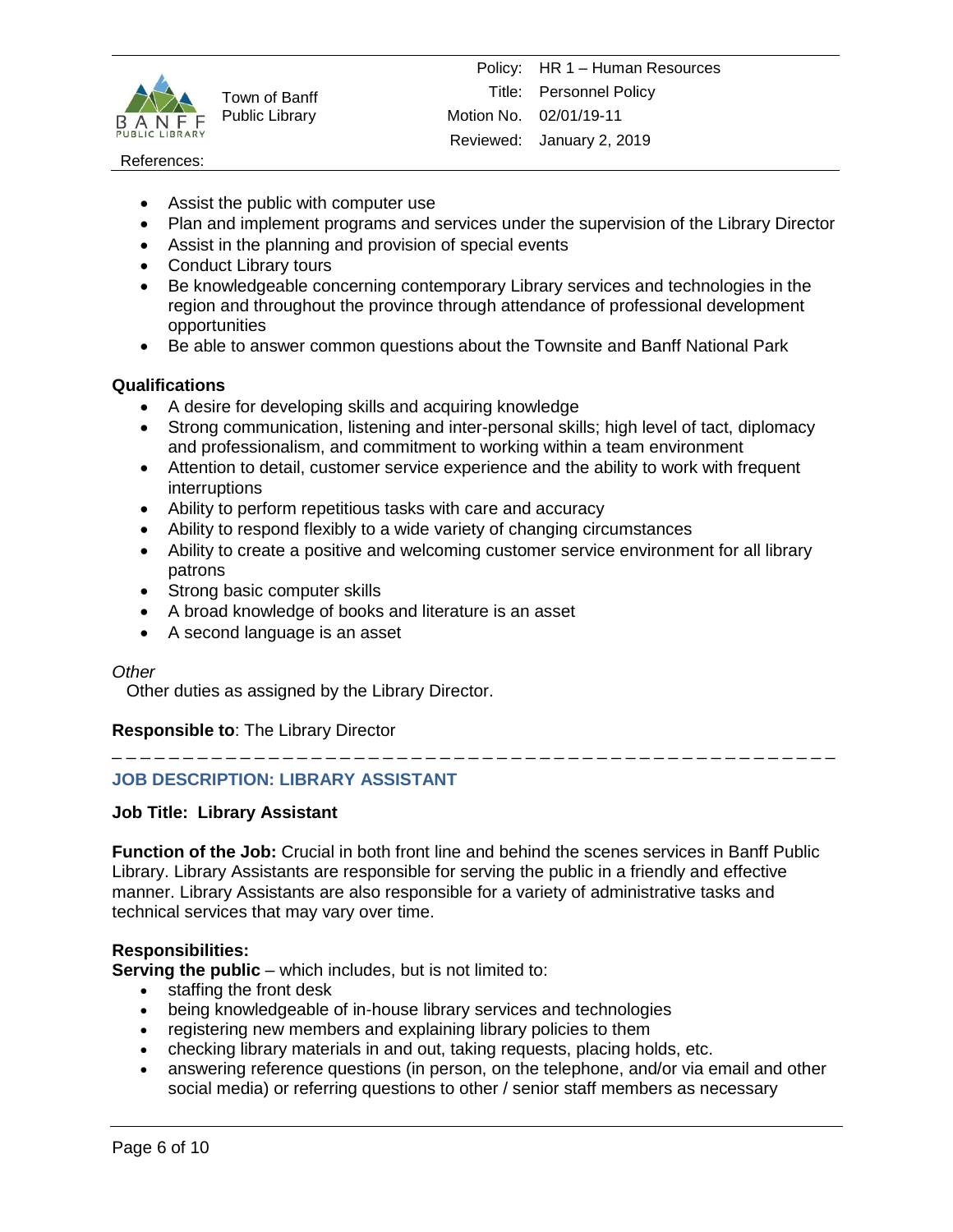- Assist the public with computer use
- Plan and implement programs and services under the supervision of the Library Director
- Assist in the planning and provision of special events
- Conduct Library tours
- Be knowledgeable concerning contemporary Library services and technologies in the region and throughout the province through attendance of professional development opportunities
- Be able to answer common questions about the Townsite and Banff National Park

**Qualifications**

- A desire for developing skills and acquiring knowledge
- Strong communication, listening and inter-personal skills; high level of tact, diplomacy and professionalism, and commitment to working within a team environment
- Attention to detail, customer service experience and the ability to work with frequent interruptions
- Ability to perform repetitious tasks with care and accuracy
- Ability to respond flexibly to a wide variety of changing circumstances
- Ability to create a positive and welcoming customer service environment for all library patrons
- Strong basic computer skills
- A broad knowledge of books and literature is an asset
- A second language is an asset

*Other*

Other duties as assigned by the Library Director.

**Responsible to**: The Library Director

---

## JOB DESCRIPTION: LIBRARY ASSISTANT

**Job Title: Library Assistant**

**Function of the Job:** Crucial in both front line and behind the scenes services in Banff Public Library. Library Assistants are responsible for serving the public in a friendly and effective manner. Library Assistants are also responsible for a variety of administrative tasks and technical services that may vary over time.

**Responsibilities:**

**Serving the public** – which includes, but is not limited to:

- staffing the front desk
- being knowledgeable of in-house library services and technologies
- registering new members and explaining library policies to them
- checking library materials in and out, taking requests, placing holds, etc.
- answering reference questions (in person, on the telephone, and/or via email and other social media) or referring questions to other / senior staff members as necessary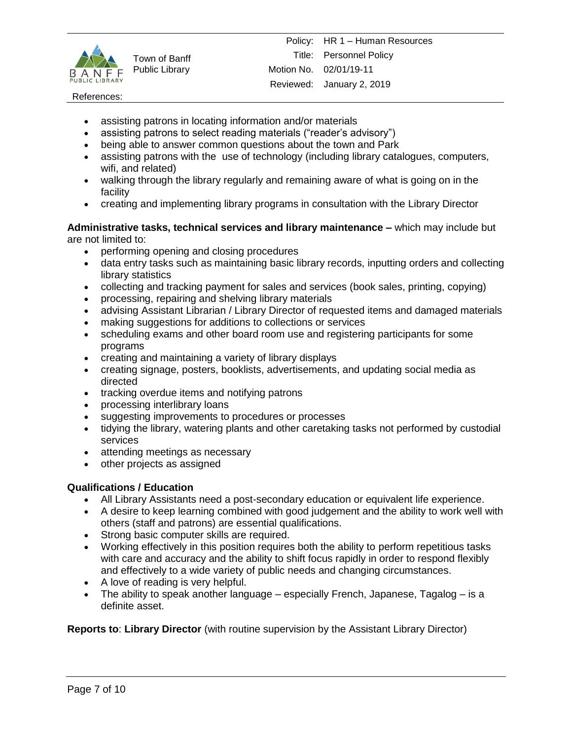- assisting patrons in locating information and/or materials
- assisting patrons to select reading materials ("reader's advisory")
- being able to answer common questions about the town and Park
- assisting patrons with the use of technology (including library catalogues, computers, wifi, and related)
- walking through the library regularly and remaining aware of what is going on in the facility
- creating and implementing library programs in consultation with the Library Director

**Administrative tasks, technical services and library maintenance –** which may include but are not limited to:

- performing opening and closing procedures
- data entry tasks such as maintaining basic library records, inputting orders and collecting library statistics
- collecting and tracking payment for sales and services (book sales, printing, copying)
- processing, repairing and shelving library materials
- advising Assistant Librarian / Library Director of requested items and damaged materials
- making suggestions for additions to collections or services
- scheduling exams and other board room use and registering participants for some programs
- creating and maintaining a variety of library displays
- creating signage, posters, booklists, advertisements, and updating social media as directed
- tracking overdue items and notifying patrons
- processing interlibrary loans
- suggesting improvements to procedures or processes
- tidying the library, watering plants and other caretaking tasks not performed by custodial services
- attending meetings as necessary
- other projects as assigned

**Qualifications / Education**

- All Library Assistants need a post-secondary education or equivalent life experience.
- A desire to keep learning combined with good judgement and the ability to work well with others (staff and patrons) are essential qualifications.
- Strong basic computer skills are required.
- Working effectively in this position requires both the ability to perform repetitious tasks with care and accuracy and the ability to shift focus rapidly in order to respond flexibly and effectively to a wide variety of public needs and changing circumstances.
- A love of reading is very helpful.
- The ability to speak another language – especially French, Japanese, Tagalog – is a definite asset.

**Reports to**: **Library Director** (with routine supervision by the Assistant Library Director)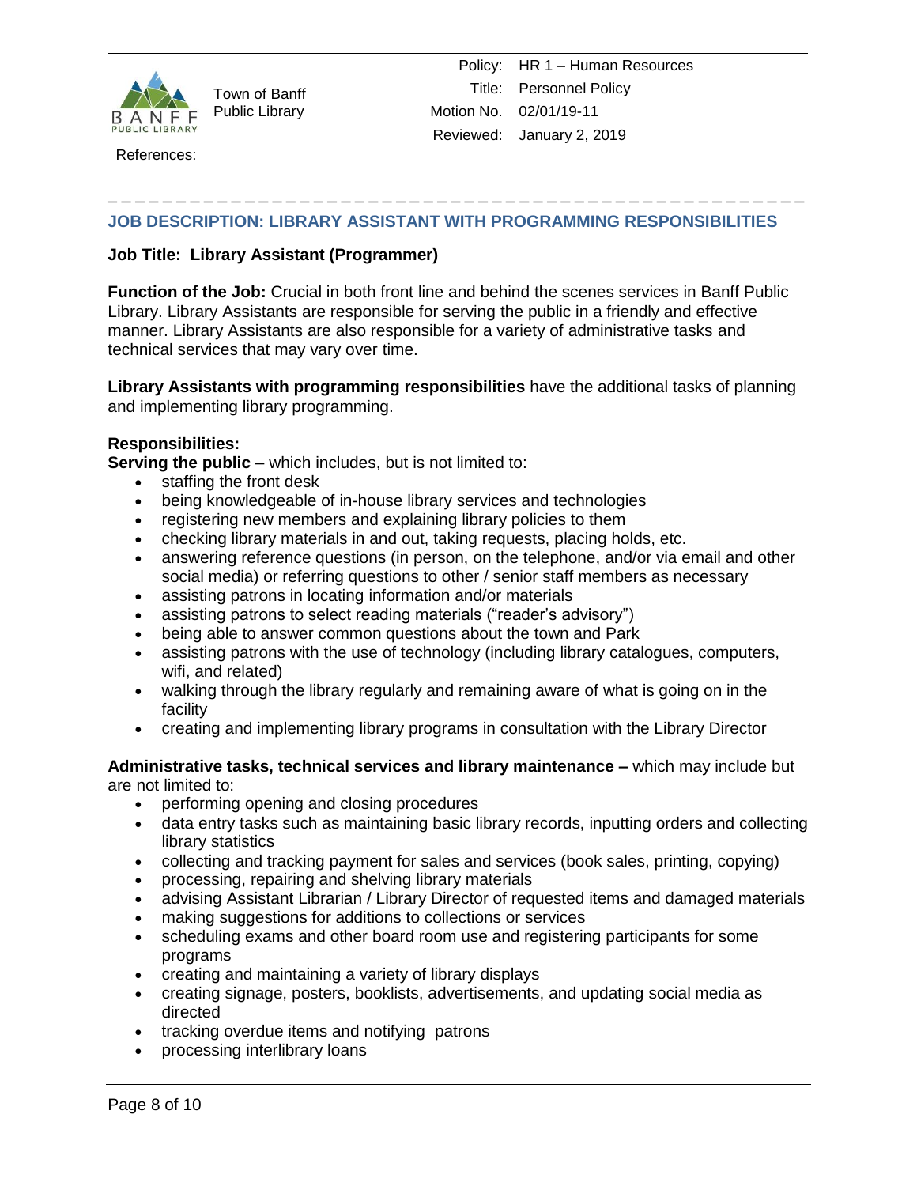| Town of Banff Public Library | Policy: | HR 1 – Human Resources |
| --- | --- | --- |
| | Title: | Personnel Policy |
| | Motion No. | 02/01/19-11 |
| | Reviewed: | January 2, 2019 |

References:

## JOB DESCRIPTION: LIBRARY ASSISTANT WITH PROGRAMMING RESPONSIBILITIES

**Job Title: Library Assistant (Programmer)**

**Function of the Job:** Crucial in both front line and behind the scenes services in Banff Public Library. Library Assistants are responsible for serving the public in a friendly and effective manner. Library Assistants are also responsible for a variety of administrative tasks and technical services that may vary over time.

**Library Assistants with programming responsibilities** have the additional tasks of planning and implementing library programming.

**Responsibilities:**

**Serving the public** – which includes, but is not limited to:

- staffing the front desk
- being knowledgeable of in-house library services and technologies
- registering new members and explaining library policies to them
- checking library materials in and out, taking requests, placing holds, etc.
- answering reference questions (in person, on the telephone, and/or via email and other social media) or referring questions to other / senior staff members as necessary
- assisting patrons in locating information and/or materials
- assisting patrons to select reading materials ("reader's advisory")
- being able to answer common questions about the town and Park
- assisting patrons with the use of technology (including library catalogues, computers, wifi, and related)
- walking through the library regularly and remaining aware of what is going on in the facility
- creating and implementing library programs in consultation with the Library Director

**Administrative tasks, technical services and library maintenance –** which may include but are not limited to:

- performing opening and closing procedures
- data entry tasks such as maintaining basic library records, inputting orders and collecting library statistics
- collecting and tracking payment for sales and services (book sales, printing, copying)
- processing, repairing and shelving library materials
- advising Assistant Librarian / Library Director of requested items and damaged materials
- making suggestions for additions to collections or services
- scheduling exams and other board room use and registering participants for some programs
- creating and maintaining a variety of library displays
- creating signage, posters, booklists, advertisements, and updating social media as directed
- tracking overdue items and notifying patrons
- processing interlibrary loans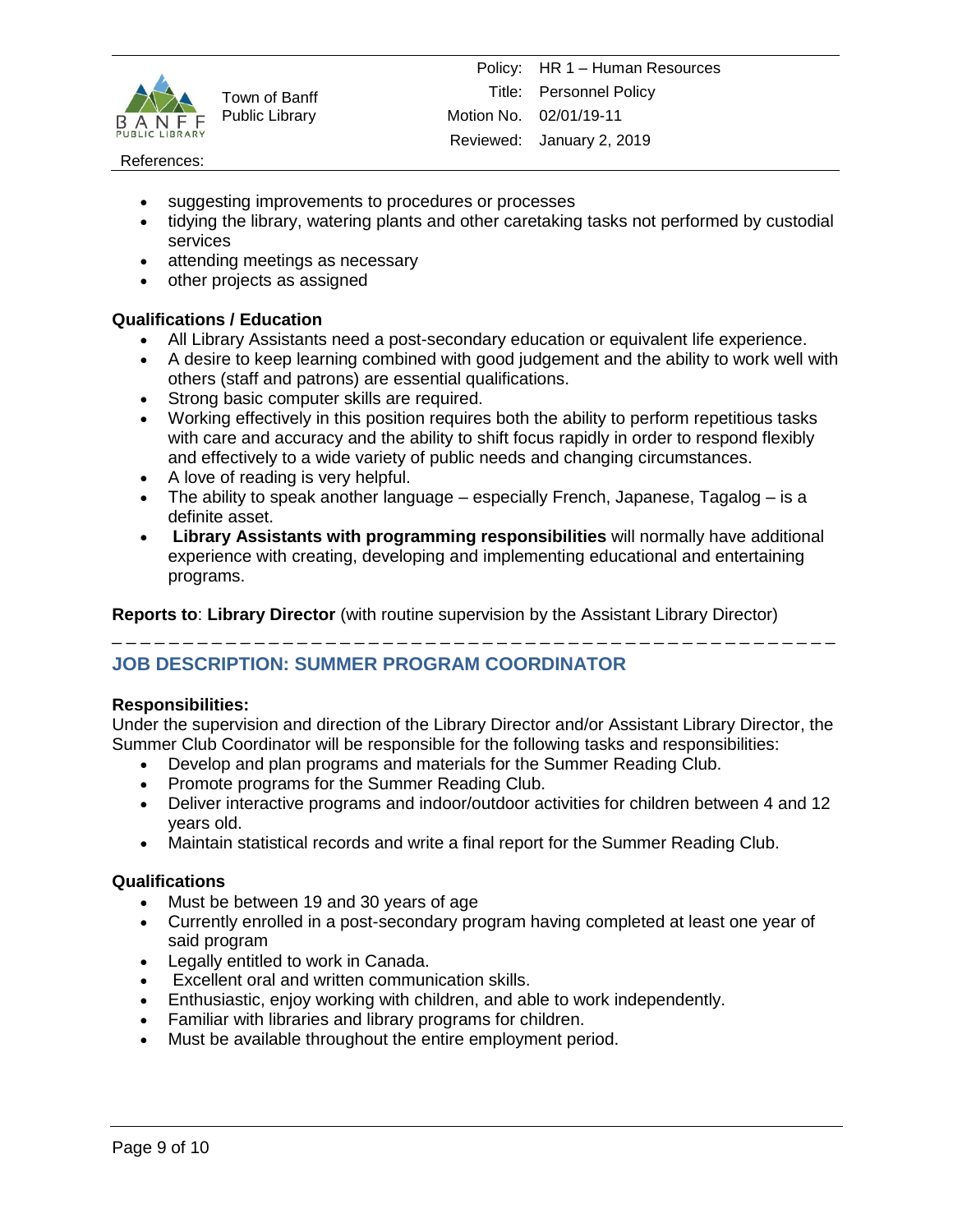- suggesting improvements to procedures or processes
- tidying the library, watering plants and other caretaking tasks not performed by custodial services
- attending meetings as necessary
- other projects as assigned

**Qualifications / Education**

- All Library Assistants need a post-secondary education or equivalent life experience.
- A desire to keep learning combined with good judgement and the ability to work well with others (staff and patrons) are essential qualifications.
- Strong basic computer skills are required.
- Working effectively in this position requires both the ability to perform repetitious tasks with care and accuracy and the ability to shift focus rapidly in order to respond flexibly and effectively to a wide variety of public needs and changing circumstances.
- A love of reading is very helpful.
- The ability to speak another language – especially French, Japanese, Tagalog – is a definite asset.
- **Library Assistants with programming responsibilities** will normally have additional experience with creating, developing and implementing educational and entertaining programs.

**Reports to**: **Library Director** (with routine supervision by the Assistant Library Director)

---

## JOB DESCRIPTION: SUMMER PROGRAM COORDINATOR

**Responsibilities:**

Under the supervision and direction of the Library Director and/or Assistant Library Director, the Summer Club Coordinator will be responsible for the following tasks and responsibilities:

- Develop and plan programs and materials for the Summer Reading Club.
- Promote programs for the Summer Reading Club.
- Deliver interactive programs and indoor/outdoor activities for children between 4 and 12 years old.
- Maintain statistical records and write a final report for the Summer Reading Club.

**Qualifications**

- Must be between 19 and 30 years of age
- Currently enrolled in a post-secondary program having completed at least one year of said program
- Legally entitled to work in Canada.
- Excellent oral and written communication skills.
- Enthusiastic, enjoy working with children, and able to work independently.
- Familiar with libraries and library programs for children.
- Must be available throughout the entire employment period.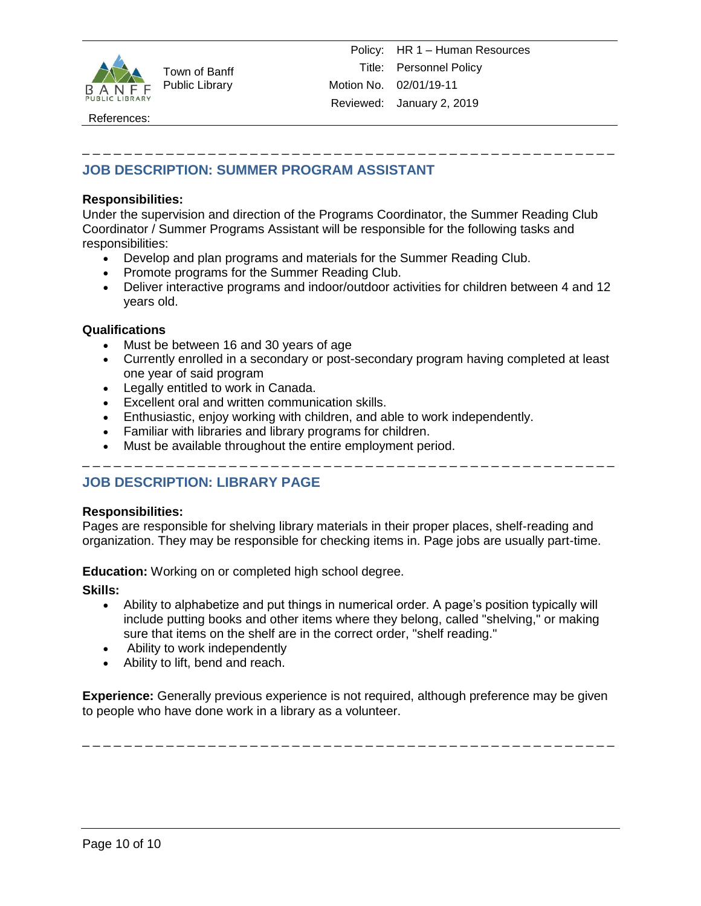## JOB DESCRIPTION: SUMMER PROGRAM ASSISTANT

**Responsibilities:**

Under the supervision and direction of the Programs Coordinator, the Summer Reading Club Coordinator / Summer Programs Assistant will be responsible for the following tasks and responsibilities:

- Develop and plan programs and materials for the Summer Reading Club.
- Promote programs for the Summer Reading Club.
- Deliver interactive programs and indoor/outdoor activities for children between 4 and 12 years old.

**Qualifications**

- Must be between 16 and 30 years of age
- Currently enrolled in a secondary or post-secondary program having completed at least one year of said program
- Legally entitled to work in Canada.
- Excellent oral and written communication skills.
- Enthusiastic, enjoy working with children, and able to work independently.
- Familiar with libraries and library programs for children.
- Must be available throughout the entire employment period.

## JOB DESCRIPTION: LIBRARY PAGE

**Responsibilities:**

Pages are responsible for shelving library materials in their proper places, shelf-reading and organization. They may be responsible for checking items in. Page jobs are usually part-time.

**Education:** Working on or completed high school degree.

**Skills:**

- Ability to alphabetize and put things in numerical order. A page's position typically will include putting books and other items where they belong, called "shelving," or making sure that items on the shelf are in the correct order, "shelf reading."
- Ability to work independently
- Ability to lift, bend and reach.

**Experience:** Generally previous experience is not required, although preference may be given to people who have done work in a library as a volunteer.